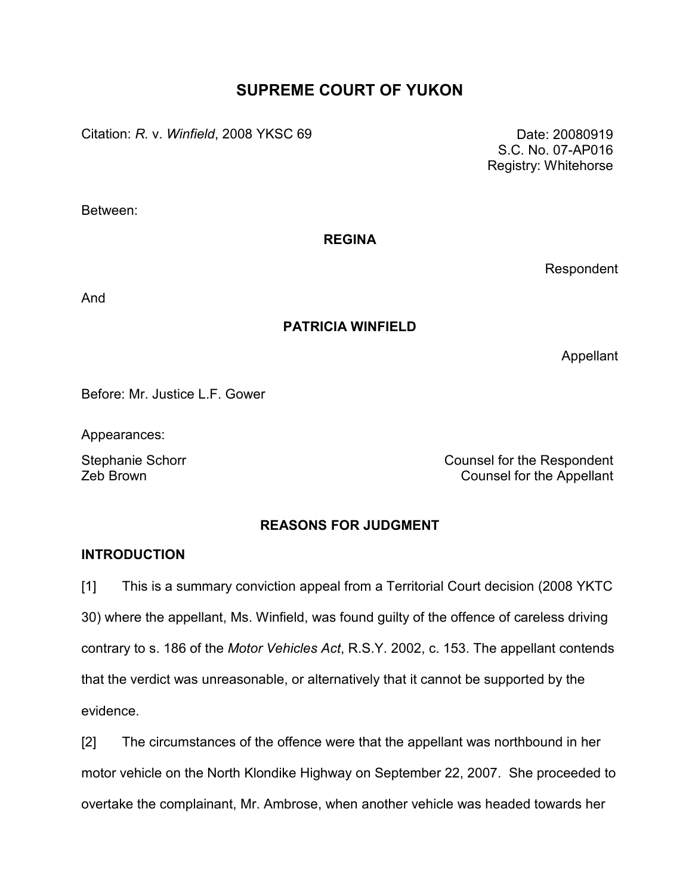# SUPREME COURT OF YUKON

Citation: *R.* v. *Winfield*, 2008 YKSC 69

Date: 20080919
S.C. No. 07-AP016
Registry: Whitehorse

Between:

**REGINA**

Respondent

And

**PATRICIA WINFIELD**

Appellant

Before: Mr. Justice L.F. Gower

Appearances:

Stephanie Schorr — Counsel for the Respondent
Zeb Brown — Counsel for the Appellant

## REASONS FOR JUDGMENT

### INTRODUCTION

[1] This is a summary conviction appeal from a Territorial Court decision (2008 YKTC 30) where the appellant, Ms. Winfield, was found guilty of the offence of careless driving contrary to s. 186 of the *Motor Vehicles Act*, R.S.Y. 2002, c. 153. The appellant contends that the verdict was unreasonable, or alternatively that it cannot be supported by the evidence.

[2] The circumstances of the offence were that the appellant was northbound in her motor vehicle on the North Klondike Highway on September 22, 2007. She proceeded to overtake the complainant, Mr. Ambrose, when another vehicle was headed towards her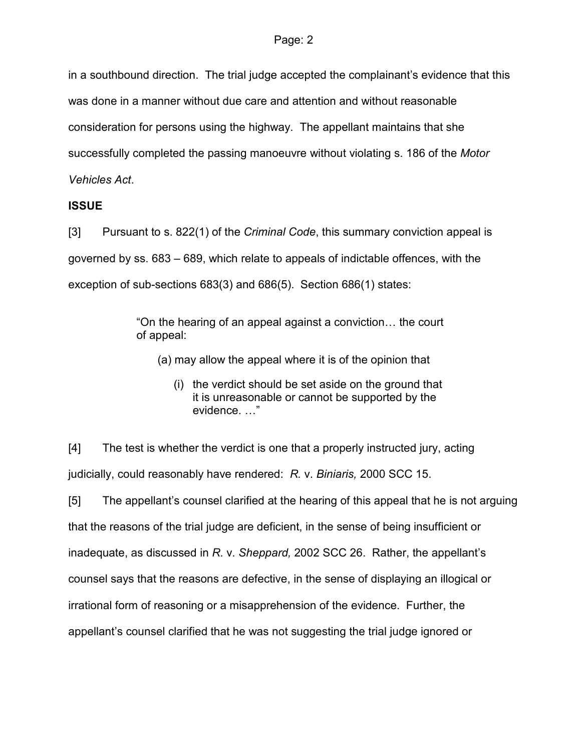in a southbound direction. The trial judge accepted the complainant's evidence that this was done in a manner without due care and attention and without reasonable consideration for persons using the highway. The appellant maintains that she successfully completed the passing manoeuvre without violating s. 186 of the *Motor Vehicles Act*.

## ISSUE

[3] Pursuant to s. 822(1) of the *Criminal Code*, this summary conviction appeal is governed by ss. 683 – 689, which relate to appeals of indictable offences, with the exception of sub-sections 683(3) and 686(5). Section 686(1) states:

> "On the hearing of an appeal against a conviction… the court of appeal:
>
> (a) may allow the appeal where it is of the opinion that
>
> (i) the verdict should be set aside on the ground that it is unreasonable or cannot be supported by the evidence. …"

[4] The test is whether the verdict is one that a properly instructed jury, acting judicially, could reasonably have rendered: *R.* v. *Biniaris,* 2000 SCC 15.

[5] The appellant's counsel clarified at the hearing of this appeal that he is not arguing that the reasons of the trial judge are deficient, in the sense of being insufficient or inadequate, as discussed in *R.* v. *Sheppard,* 2002 SCC 26. Rather, the appellant's counsel says that the reasons are defective, in the sense of displaying an illogical or irrational form of reasoning or a misapprehension of the evidence. Further, the appellant's counsel clarified that he was not suggesting the trial judge ignored or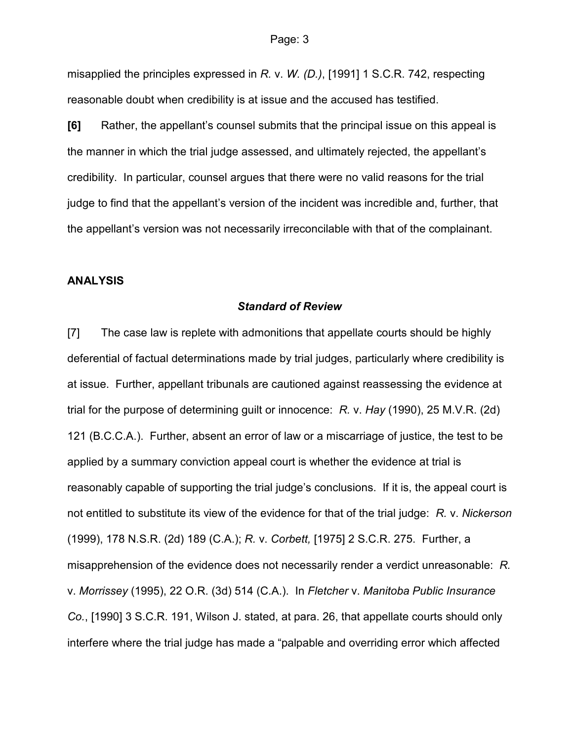misapplied the principles expressed in *R.* v. *W. (D.)*, [1991] 1 S.C.R. 742, respecting reasonable doubt when credibility is at issue and the accused has testified.

**[6]** Rather, the appellant's counsel submits that the principal issue on this appeal is the manner in which the trial judge assessed, and ultimately rejected, the appellant's credibility. In particular, counsel argues that there were no valid reasons for the trial judge to find that the appellant's version of the incident was incredible and, further, that the appellant's version was not necessarily irreconcilable with that of the complainant.

## ANALYSIS

### *Standard of Review*

[7] The case law is replete with admonitions that appellate courts should be highly deferential of factual determinations made by trial judges, particularly where credibility is at issue. Further, appellant tribunals are cautioned against reassessing the evidence at trial for the purpose of determining guilt or innocence: *R.* v. *Hay* (1990), 25 M.V.R. (2d) 121 (B.C.C.A.). Further, absent an error of law or a miscarriage of justice, the test to be applied by a summary conviction appeal court is whether the evidence at trial is reasonably capable of supporting the trial judge's conclusions. If it is, the appeal court is not entitled to substitute its view of the evidence for that of the trial judge: *R.* v. *Nickerson* (1999), 178 N.S.R. (2d) 189 (C.A.); *R.* v. *Corbett,* [1975] 2 S.C.R. 275. Further, a misapprehension of the evidence does not necessarily render a verdict unreasonable: *R.* v. *Morrissey* (1995), 22 O.R. (3d) 514 (C.A.). In *Fletcher* v. *Manitoba Public Insurance Co.*, [1990] 3 S.C.R. 191, Wilson J. stated, at para. 26, that appellate courts should only interfere where the trial judge has made a "palpable and overriding error which affected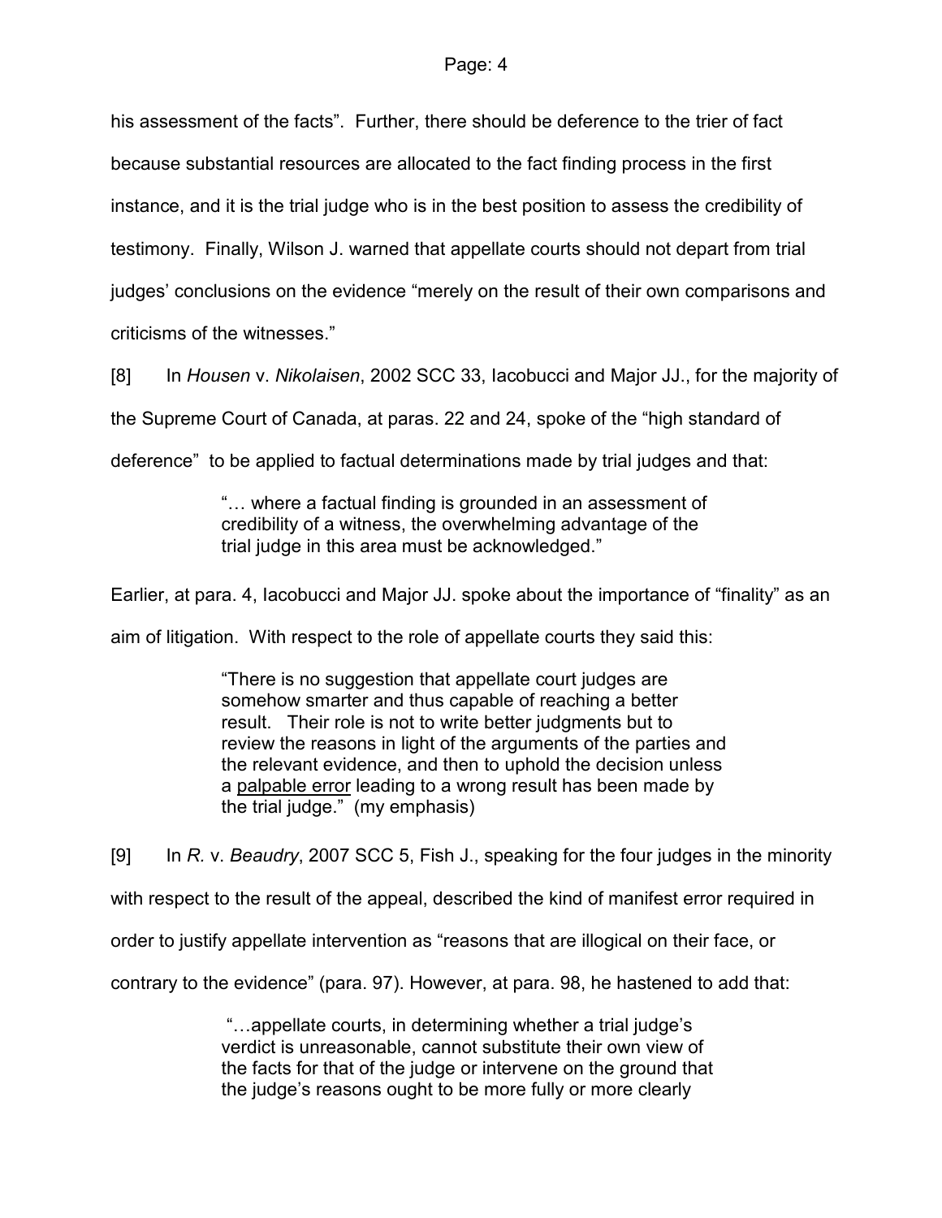his assessment of the facts". Further, there should be deference to the trier of fact because substantial resources are allocated to the fact finding process in the first instance, and it is the trial judge who is in the best position to assess the credibility of testimony. Finally, Wilson J. warned that appellate courts should not depart from trial judges' conclusions on the evidence "merely on the result of their own comparisons and criticisms of the witnesses."

[8] In *Housen* v. *Nikolaisen*, 2002 SCC 33, Iacobucci and Major JJ., for the majority of the Supreme Court of Canada, at paras. 22 and 24, spoke of the "high standard of deference" to be applied to factual determinations made by trial judges and that:

> "… where a factual finding is grounded in an assessment of credibility of a witness, the overwhelming advantage of the trial judge in this area must be acknowledged."

Earlier, at para. 4, Iacobucci and Major JJ. spoke about the importance of "finality" as an aim of litigation. With respect to the role of appellate courts they said this:

> "There is no suggestion that appellate court judges are somehow smarter and thus capable of reaching a better result. Their role is not to write better judgments but to review the reasons in light of the arguments of the parties and the relevant evidence, and then to uphold the decision unless a <u>palpable error</u> leading to a wrong result has been made by the trial judge." (my emphasis)

[9] In *R.* v. *Beaudry*, 2007 SCC 5, Fish J., speaking for the four judges in the minority with respect to the result of the appeal, described the kind of manifest error required in order to justify appellate intervention as "reasons that are illogical on their face, or contrary to the evidence" (para. 97). However, at para. 98, he hastened to add that:

> "…appellate courts, in determining whether a trial judge's verdict is unreasonable, cannot substitute their own view of the facts for that of the judge or intervene on the ground that the judge's reasons ought to be more fully or more clearly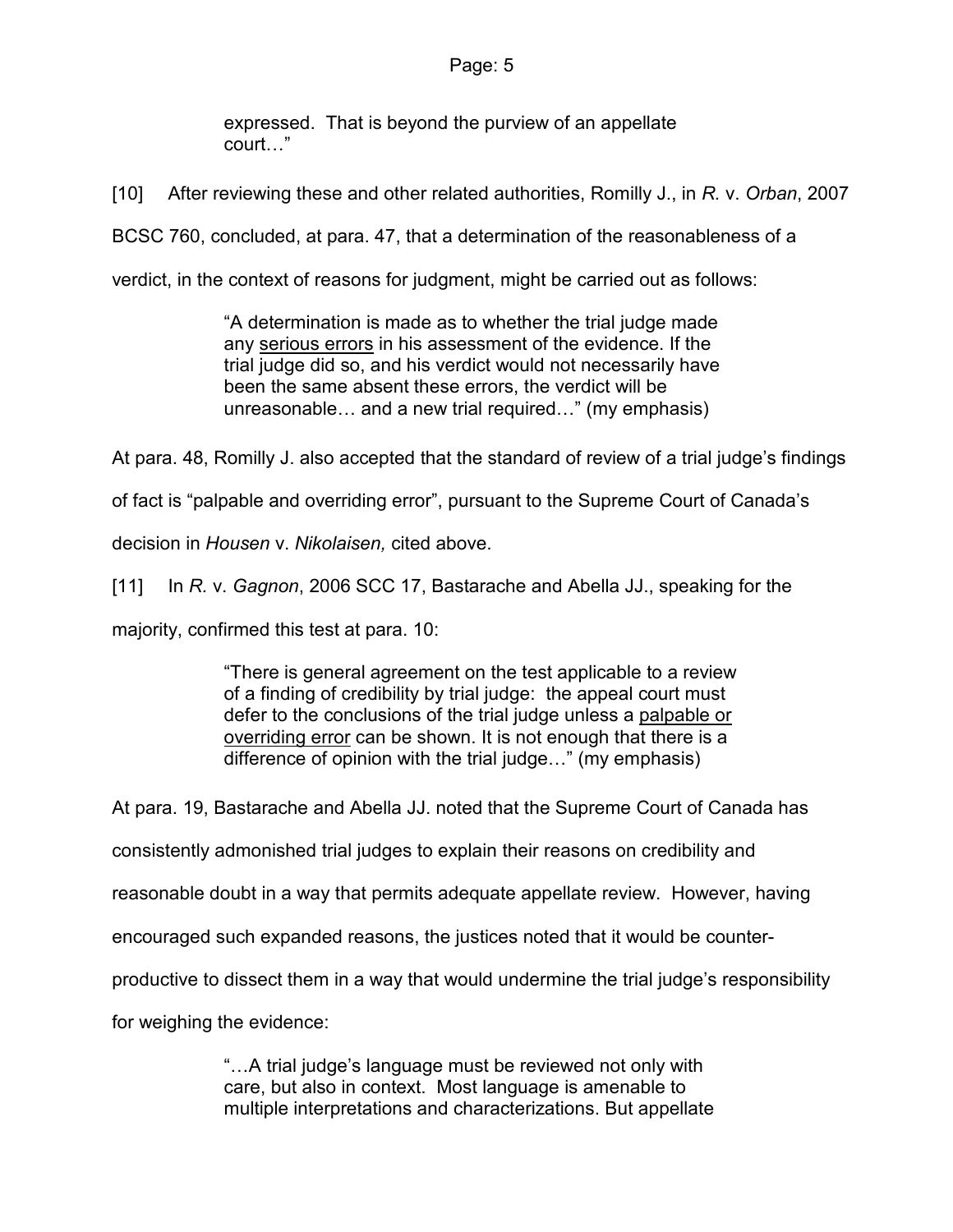> expressed. That is beyond the purview of an appellate court…"

[10] After reviewing these and other related authorities, Romilly J., in *R.* v. *Orban*, 2007 BCSC 760, concluded, at para. 47, that a determination of the reasonableness of a verdict, in the context of reasons for judgment, might be carried out as follows:

> "A determination is made as to whether the trial judge made any <u>serious errors</u> in his assessment of the evidence. If the trial judge did so, and his verdict would not necessarily have been the same absent these errors, the verdict will be unreasonable… and a new trial required…" (my emphasis)

At para. 48, Romilly J. also accepted that the standard of review of a trial judge's findings of fact is "palpable and overriding error", pursuant to the Supreme Court of Canada's decision in *Housen* v. *Nikolaisen,* cited above.

[11] In *R.* v. *Gagnon*, 2006 SCC 17, Bastarache and Abella JJ., speaking for the majority, confirmed this test at para. 10:

> "There is general agreement on the test applicable to a review of a finding of credibility by trial judge: the appeal court must defer to the conclusions of the trial judge unless a <u>palpable or overriding error</u> can be shown. It is not enough that there is a difference of opinion with the trial judge…" (my emphasis)

At para. 19, Bastarache and Abella JJ. noted that the Supreme Court of Canada has consistently admonished trial judges to explain their reasons on credibility and reasonable doubt in a way that permits adequate appellate review. However, having encouraged such expanded reasons, the justices noted that it would be counter-productive to dissect them in a way that would undermine the trial judge's responsibility for weighing the evidence:

> "…A trial judge's language must be reviewed not only with care, but also in context. Most language is amenable to multiple interpretations and characterizations. But appellate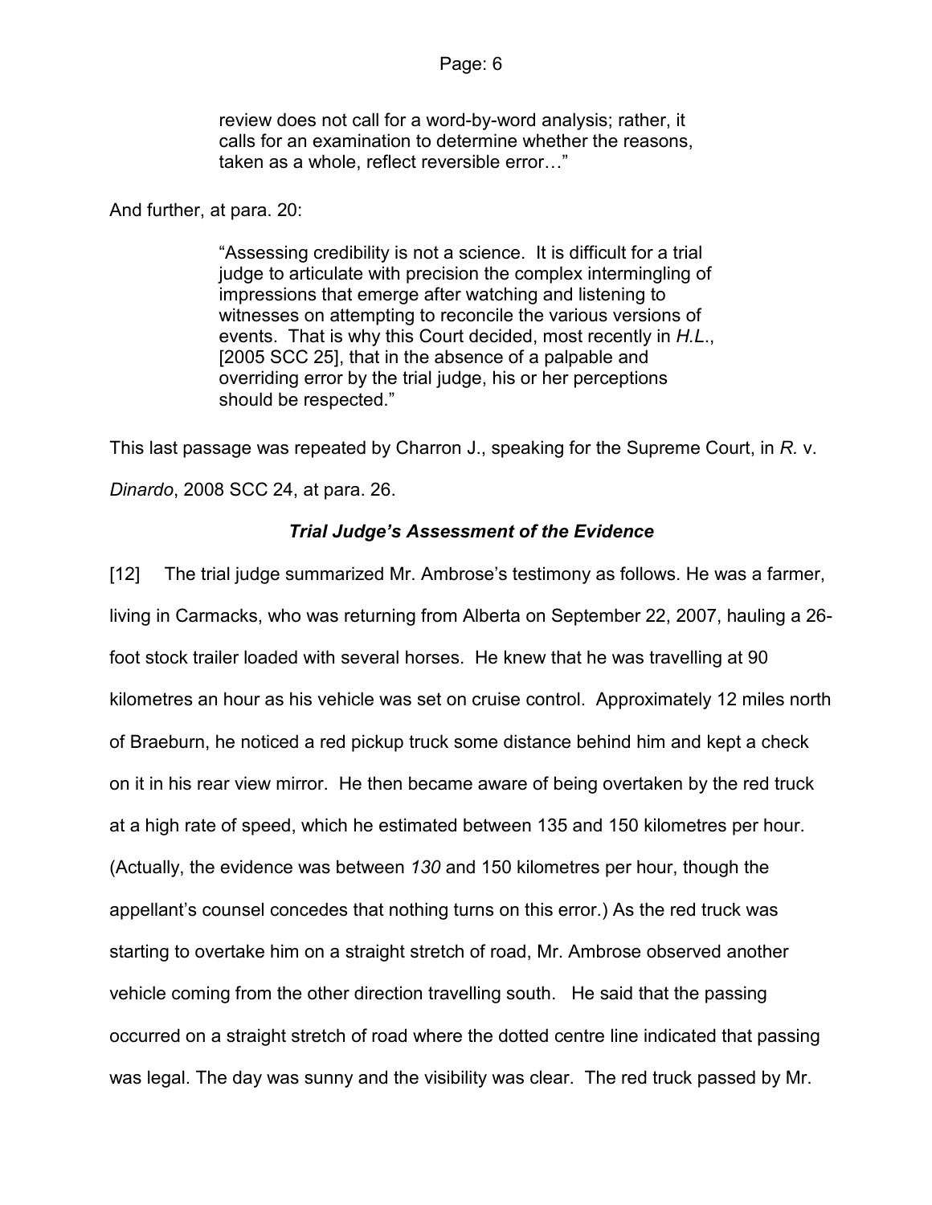> review does not call for a word-by-word analysis; rather, it calls for an examination to determine whether the reasons, taken as a whole, reflect reversible error…"

And further, at para. 20:

> "Assessing credibility is not a science. It is difficult for a trial judge to articulate with precision the complex intermingling of impressions that emerge after watching and listening to witnesses on attempting to reconcile the various versions of events. That is why this Court decided, most recently in *H.L.*, [2005 SCC 25], that in the absence of a palpable and overriding error by the trial judge, his or her perceptions should be respected."

This last passage was repeated by Charron J., speaking for the Supreme Court, in *R.* v. *Dinardo*, 2008 SCC 24, at para. 26.

### *Trial Judge's Assessment of the Evidence*

[12] The trial judge summarized Mr. Ambrose's testimony as follows. He was a farmer, living in Carmacks, who was returning from Alberta on September 22, 2007, hauling a 26-foot stock trailer loaded with several horses. He knew that he was travelling at 90 kilometres an hour as his vehicle was set on cruise control. Approximately 12 miles north of Braeburn, he noticed a red pickup truck some distance behind him and kept a check on it in his rear view mirror. He then became aware of being overtaken by the red truck at a high rate of speed, which he estimated between 135 and 150 kilometres per hour. (Actually, the evidence was between *130* and 150 kilometres per hour, though the appellant's counsel concedes that nothing turns on this error.) As the red truck was starting to overtake him on a straight stretch of road, Mr. Ambrose observed another vehicle coming from the other direction travelling south. He said that the passing occurred on a straight stretch of road where the dotted centre line indicated that passing was legal. The day was sunny and the visibility was clear. The red truck passed by Mr.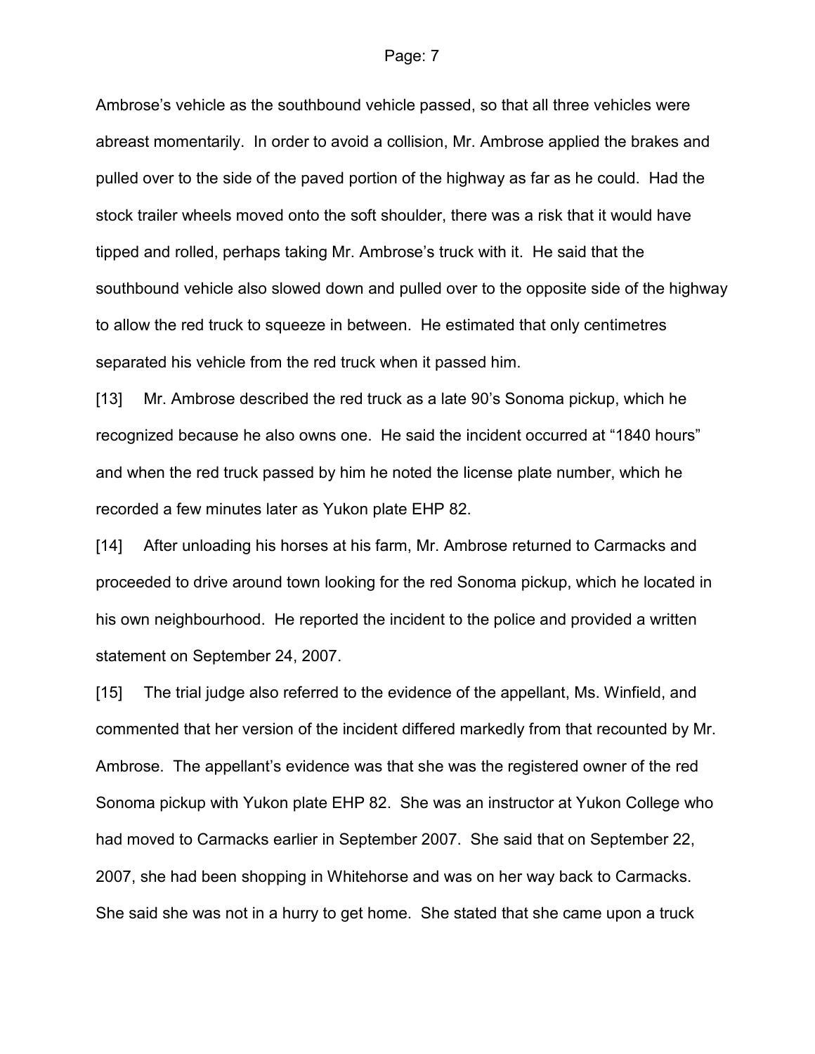Ambrose's vehicle as the southbound vehicle passed, so that all three vehicles were abreast momentarily. In order to avoid a collision, Mr. Ambrose applied the brakes and pulled over to the side of the paved portion of the highway as far as he could. Had the stock trailer wheels moved onto the soft shoulder, there was a risk that it would have tipped and rolled, perhaps taking Mr. Ambrose's truck with it. He said that the southbound vehicle also slowed down and pulled over to the opposite side of the highway to allow the red truck to squeeze in between. He estimated that only centimetres separated his vehicle from the red truck when it passed him.

[13] Mr. Ambrose described the red truck as a late 90's Sonoma pickup, which he recognized because he also owns one. He said the incident occurred at "1840 hours" and when the red truck passed by him he noted the license plate number, which he recorded a few minutes later as Yukon plate EHP 82.

[14] After unloading his horses at his farm, Mr. Ambrose returned to Carmacks and proceeded to drive around town looking for the red Sonoma pickup, which he located in his own neighbourhood. He reported the incident to the police and provided a written statement on September 24, 2007.

[15] The trial judge also referred to the evidence of the appellant, Ms. Winfield, and commented that her version of the incident differed markedly from that recounted by Mr. Ambrose. The appellant's evidence was that she was the registered owner of the red Sonoma pickup with Yukon plate EHP 82. She was an instructor at Yukon College who had moved to Carmacks earlier in September 2007. She said that on September 22, 2007, she had been shopping in Whitehorse and was on her way back to Carmacks. She said she was not in a hurry to get home. She stated that she came upon a truck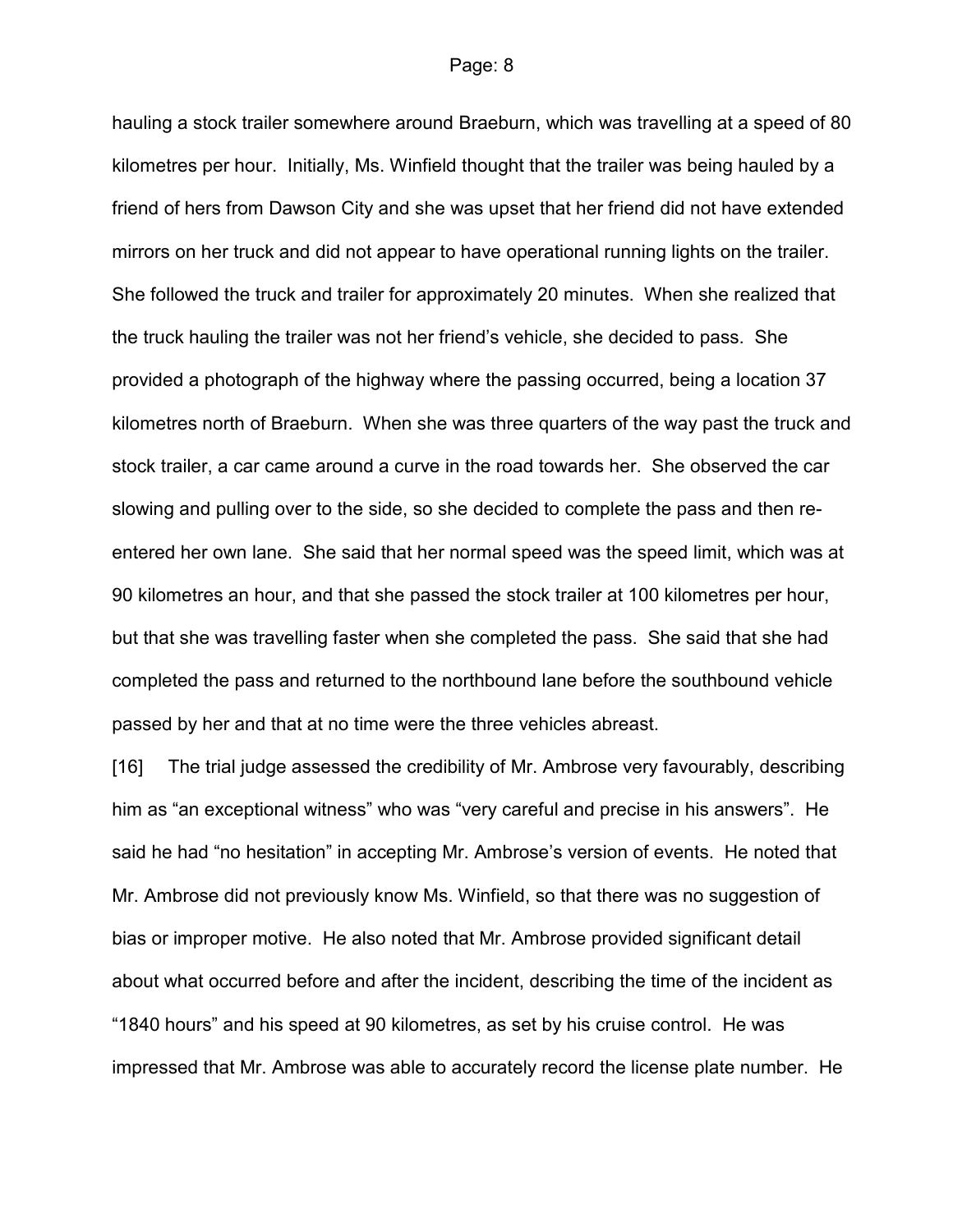hauling a stock trailer somewhere around Braeburn, which was travelling at a speed of 80 kilometres per hour. Initially, Ms. Winfield thought that the trailer was being hauled by a friend of hers from Dawson City and she was upset that her friend did not have extended mirrors on her truck and did not appear to have operational running lights on the trailer. She followed the truck and trailer for approximately 20 minutes. When she realized that the truck hauling the trailer was not her friend's vehicle, she decided to pass. She provided a photograph of the highway where the passing occurred, being a location 37 kilometres north of Braeburn. When she was three quarters of the way past the truck and stock trailer, a car came around a curve in the road towards her. She observed the car slowing and pulling over to the side, so she decided to complete the pass and then re-entered her own lane. She said that her normal speed was the speed limit, which was at 90 kilometres an hour, and that she passed the stock trailer at 100 kilometres per hour, but that she was travelling faster when she completed the pass. She said that she had completed the pass and returned to the northbound lane before the southbound vehicle passed by her and that at no time were the three vehicles abreast.

[16] The trial judge assessed the credibility of Mr. Ambrose very favourably, describing him as "an exceptional witness" who was "very careful and precise in his answers". He said he had "no hesitation" in accepting Mr. Ambrose's version of events. He noted that Mr. Ambrose did not previously know Ms. Winfield, so that there was no suggestion of bias or improper motive. He also noted that Mr. Ambrose provided significant detail about what occurred before and after the incident, describing the time of the incident as "1840 hours" and his speed at 90 kilometres, as set by his cruise control. He was impressed that Mr. Ambrose was able to accurately record the license plate number. He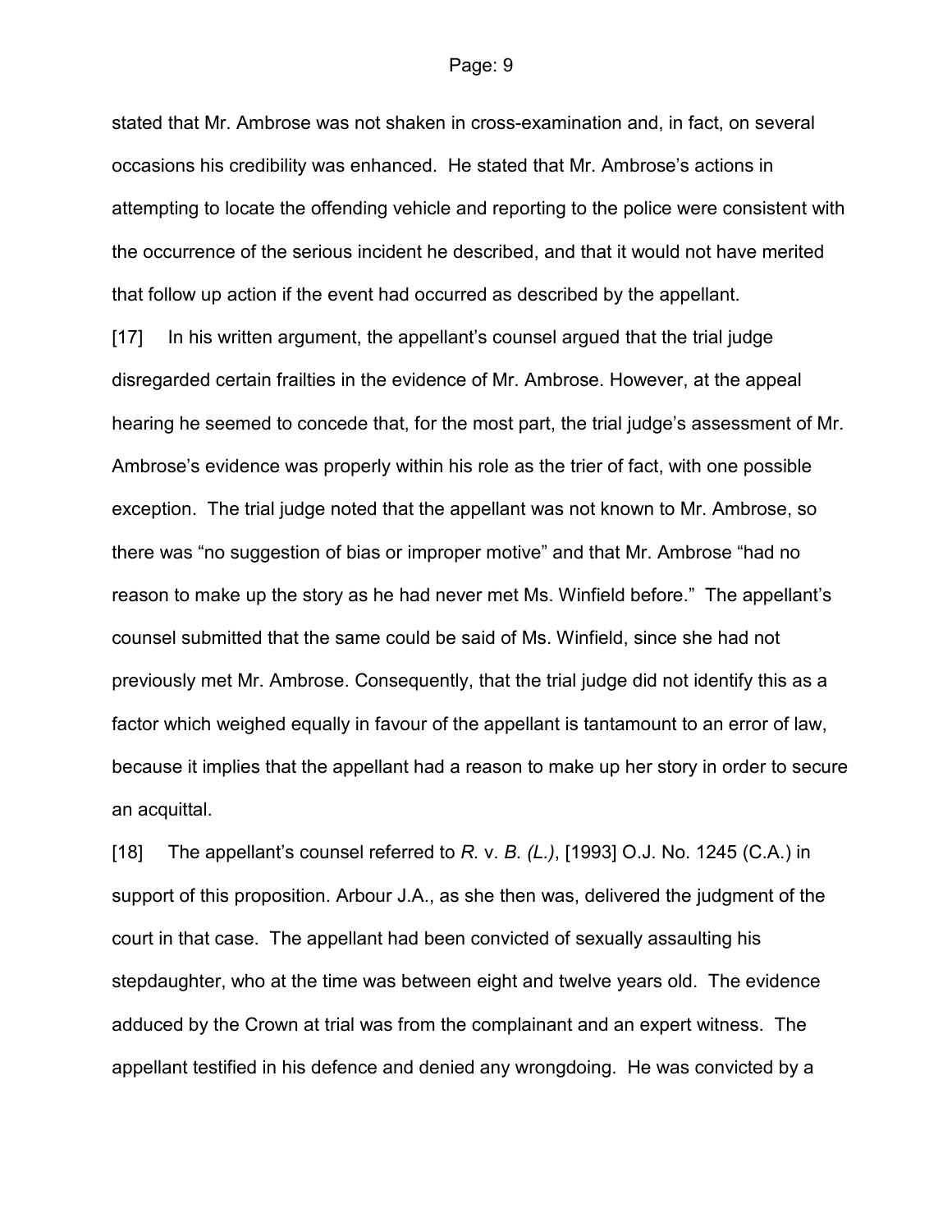stated that Mr. Ambrose was not shaken in cross-examination and, in fact, on several occasions his credibility was enhanced. He stated that Mr. Ambrose's actions in attempting to locate the offending vehicle and reporting to the police were consistent with the occurrence of the serious incident he described, and that it would not have merited that follow up action if the event had occurred as described by the appellant.

[17] In his written argument, the appellant's counsel argued that the trial judge disregarded certain frailties in the evidence of Mr. Ambrose. However, at the appeal hearing he seemed to concede that, for the most part, the trial judge's assessment of Mr. Ambrose's evidence was properly within his role as the trier of fact, with one possible exception. The trial judge noted that the appellant was not known to Mr. Ambrose, so there was "no suggestion of bias or improper motive" and that Mr. Ambrose "had no reason to make up the story as he had never met Ms. Winfield before." The appellant's counsel submitted that the same could be said of Ms. Winfield, since she had not previously met Mr. Ambrose. Consequently, that the trial judge did not identify this as a factor which weighed equally in favour of the appellant is tantamount to an error of law, because it implies that the appellant had a reason to make up her story in order to secure an acquittal.

[18] The appellant's counsel referred to *R.* v. *B. (L.)*, [1993] O.J. No. 1245 (C.A.) in support of this proposition. Arbour J.A., as she then was, delivered the judgment of the court in that case. The appellant had been convicted of sexually assaulting his stepdaughter, who at the time was between eight and twelve years old. The evidence adduced by the Crown at trial was from the complainant and an expert witness. The appellant testified in his defence and denied any wrongdoing. He was convicted by a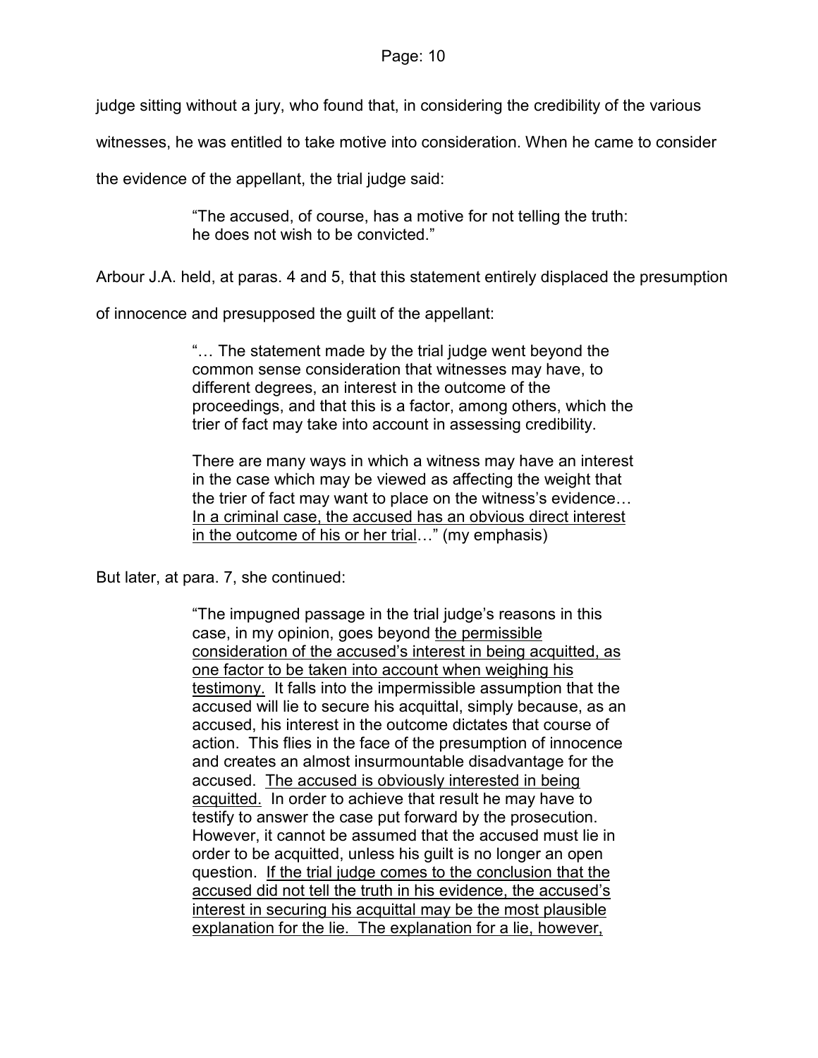judge sitting without a jury, who found that, in considering the credibility of the various witnesses, he was entitled to take motive into consideration. When he came to consider the evidence of the appellant, the trial judge said:

> "The accused, of course, has a motive for not telling the truth: he does not wish to be convicted."

Arbour J.A. held, at paras. 4 and 5, that this statement entirely displaced the presumption of innocence and presupposed the guilt of the appellant:

> "… The statement made by the trial judge went beyond the common sense consideration that witnesses may have, to different degrees, an interest in the outcome of the proceedings, and that this is a factor, among others, which the trier of fact may take into account in assessing credibility.
>
> There are many ways in which a witness may have an interest in the case which may be viewed as affecting the weight that the trier of fact may want to place on the witness's evidence… <u>In a criminal case, the accused has an obvious direct interest in the outcome of his or her trial</u>…" (my emphasis)

But later, at para. 7, she continued:

> "The impugned passage in the trial judge's reasons in this case, in my opinion, goes beyond <u>the permissible consideration of the accused's interest in being acquitted, as one factor to be taken into account when weighing his testimony.</u> It falls into the impermissible assumption that the accused will lie to secure his acquittal, simply because, as an accused, his interest in the outcome dictates that course of action. This flies in the face of the presumption of innocence and creates an almost insurmountable disadvantage for the accused. <u>The accused is obviously interested in being acquitted.</u> In order to achieve that result he may have to testify to answer the case put forward by the prosecution. However, it cannot be assumed that the accused must lie in order to be acquitted, unless his guilt is no longer an open question. <u>If the trial judge comes to the conclusion that the accused did not tell the truth in his evidence, the accused's interest in securing his acquittal may be the most plausible explanation for the lie. The explanation for a lie, however,</u>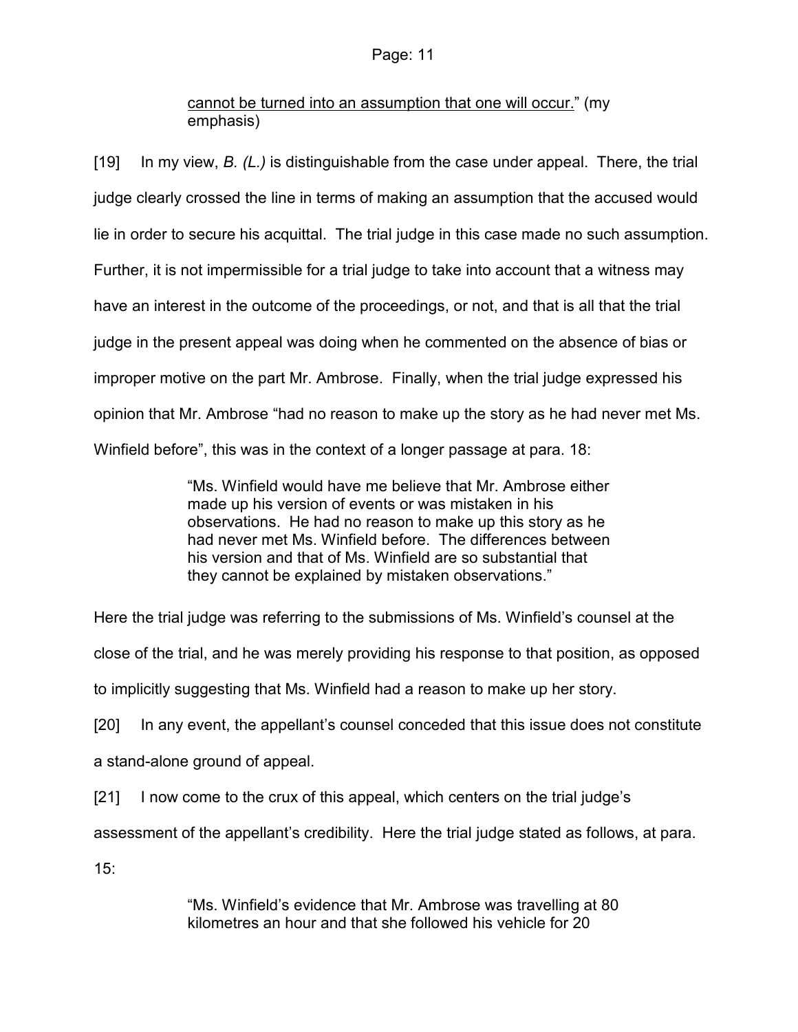> <u>cannot be turned into an assumption that one will occur.</u>" (my emphasis)

[19] In my view, *B. (L.)* is distinguishable from the case under appeal. There, the trial judge clearly crossed the line in terms of making an assumption that the accused would lie in order to secure his acquittal. The trial judge in this case made no such assumption. Further, it is not impermissible for a trial judge to take into account that a witness may have an interest in the outcome of the proceedings, or not, and that is all that the trial judge in the present appeal was doing when he commented on the absence of bias or improper motive on the part Mr. Ambrose. Finally, when the trial judge expressed his opinion that Mr. Ambrose "had no reason to make up the story as he had never met Ms. Winfield before", this was in the context of a longer passage at para. 18:

> "Ms. Winfield would have me believe that Mr. Ambrose either made up his version of events or was mistaken in his observations. He had no reason to make up this story as he had never met Ms. Winfield before. The differences between his version and that of Ms. Winfield are so substantial that they cannot be explained by mistaken observations."

Here the trial judge was referring to the submissions of Ms. Winfield's counsel at the close of the trial, and he was merely providing his response to that position, as opposed to implicitly suggesting that Ms. Winfield had a reason to make up her story.

[20] In any event, the appellant's counsel conceded that this issue does not constitute a stand-alone ground of appeal.

[21] I now come to the crux of this appeal, which centers on the trial judge's assessment of the appellant's credibility. Here the trial judge stated as follows, at para. 15:

> "Ms. Winfield's evidence that Mr. Ambrose was travelling at 80 kilometres an hour and that she followed his vehicle for 20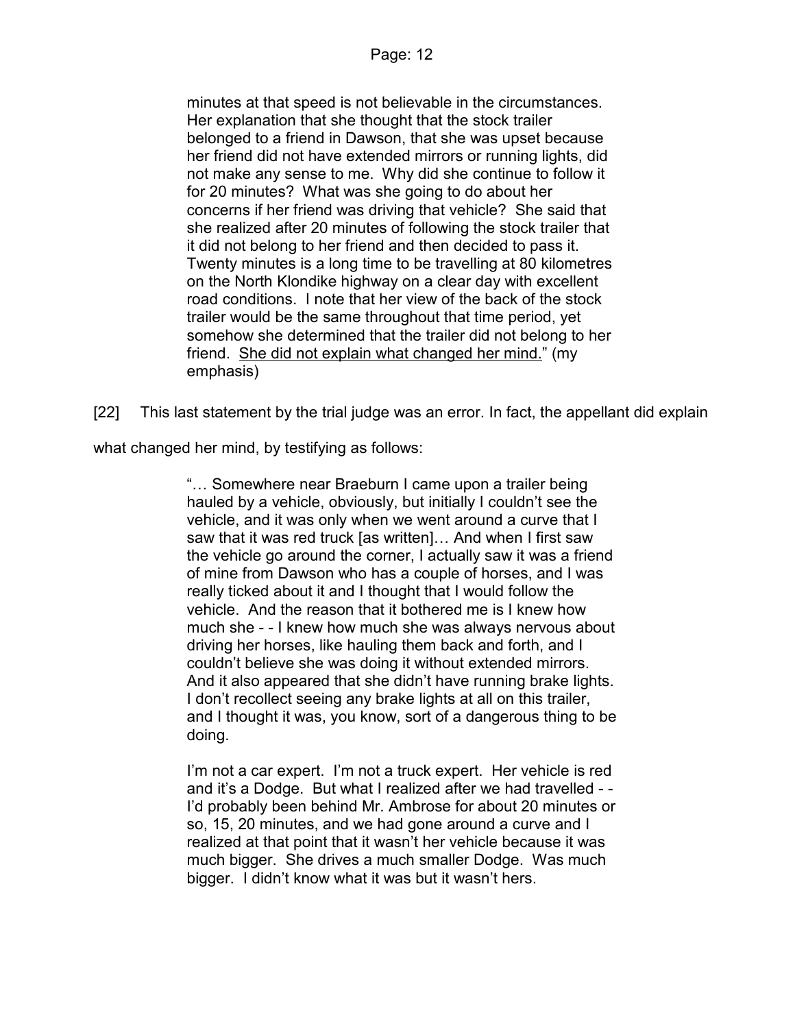> minutes at that speed is not believable in the circumstances. Her explanation that she thought that the stock trailer belonged to a friend in Dawson, that she was upset because her friend did not have extended mirrors or running lights, did not make any sense to me. Why did she continue to follow it for 20 minutes? What was she going to do about her concerns if her friend was driving that vehicle? She said that she realized after 20 minutes of following the stock trailer that it did not belong to her friend and then decided to pass it. Twenty minutes is a long time to be travelling at 80 kilometres on the North Klondike highway on a clear day with excellent road conditions. I note that her view of the back of the stock trailer would be the same throughout that time period, yet somehow she determined that the trailer did not belong to her friend. <u>She did not explain what changed her mind.</u>" (my emphasis)

[22] This last statement by the trial judge was an error. In fact, the appellant did explain what changed her mind, by testifying as follows:

> "… Somewhere near Braeburn I came upon a trailer being hauled by a vehicle, obviously, but initially I couldn't see the vehicle, and it was only when we went around a curve that I saw that it was red truck [as written]… And when I first saw the vehicle go around the corner, I actually saw it was a friend of mine from Dawson who has a couple of horses, and I was really ticked about it and I thought that I would follow the vehicle. And the reason that it bothered me is I knew how much she - - I knew how much she was always nervous about driving her horses, like hauling them back and forth, and I couldn't believe she was doing it without extended mirrors. And it also appeared that she didn't have running brake lights. I don't recollect seeing any brake lights at all on this trailer, and I thought it was, you know, sort of a dangerous thing to be doing.
>
> I'm not a car expert. I'm not a truck expert. Her vehicle is red and it's a Dodge. But what I realized after we had travelled - - I'd probably been behind Mr. Ambrose for about 20 minutes or so, 15, 20 minutes, and we had gone around a curve and I realized at that point that it wasn't her vehicle because it was much bigger. She drives a much smaller Dodge. Was much bigger. I didn't know what it was but it wasn't hers.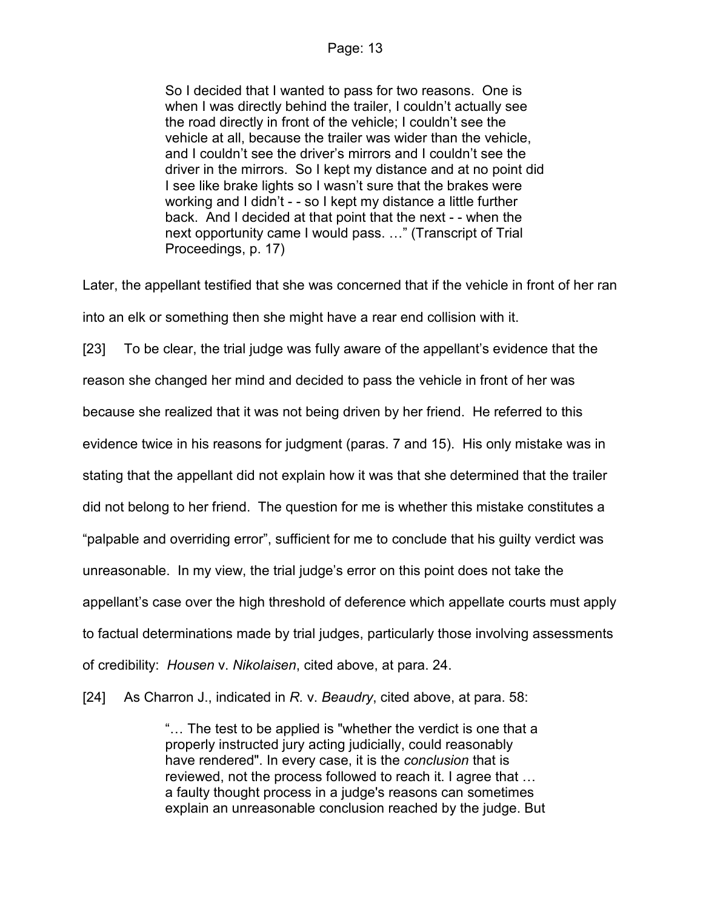> So I decided that I wanted to pass for two reasons. One is when I was directly behind the trailer, I couldn't actually see the road directly in front of the vehicle; I couldn't see the vehicle at all, because the trailer was wider than the vehicle, and I couldn't see the driver's mirrors and I couldn't see the driver in the mirrors. So I kept my distance and at no point did I see like brake lights so I wasn't sure that the brakes were working and I didn't - - so I kept my distance a little further back. And I decided at that point that the next - - when the next opportunity came I would pass. …" (Transcript of Trial Proceedings, p. 17)

Later, the appellant testified that she was concerned that if the vehicle in front of her ran into an elk or something then she might have a rear end collision with it.

[23] To be clear, the trial judge was fully aware of the appellant's evidence that the reason she changed her mind and decided to pass the vehicle in front of her was because she realized that it was not being driven by her friend. He referred to this evidence twice in his reasons for judgment (paras. 7 and 15). His only mistake was in stating that the appellant did not explain how it was that she determined that the trailer did not belong to her friend. The question for me is whether this mistake constitutes a "palpable and overriding error", sufficient for me to conclude that his guilty verdict was unreasonable. In my view, the trial judge's error on this point does not take the appellant's case over the high threshold of deference which appellate courts must apply to factual determinations made by trial judges, particularly those involving assessments of credibility: *Housen* v. *Nikolaisen*, cited above, at para. 24.

[24] As Charron J., indicated in *R.* v. *Beaudry*, cited above, at para. 58:

> "… The test to be applied is "whether the verdict is one that a properly instructed jury acting judicially, could reasonably have rendered". In every case, it is the *conclusion* that is reviewed, not the process followed to reach it. I agree that … a faulty thought process in a judge's reasons can sometimes explain an unreasonable conclusion reached by the judge. But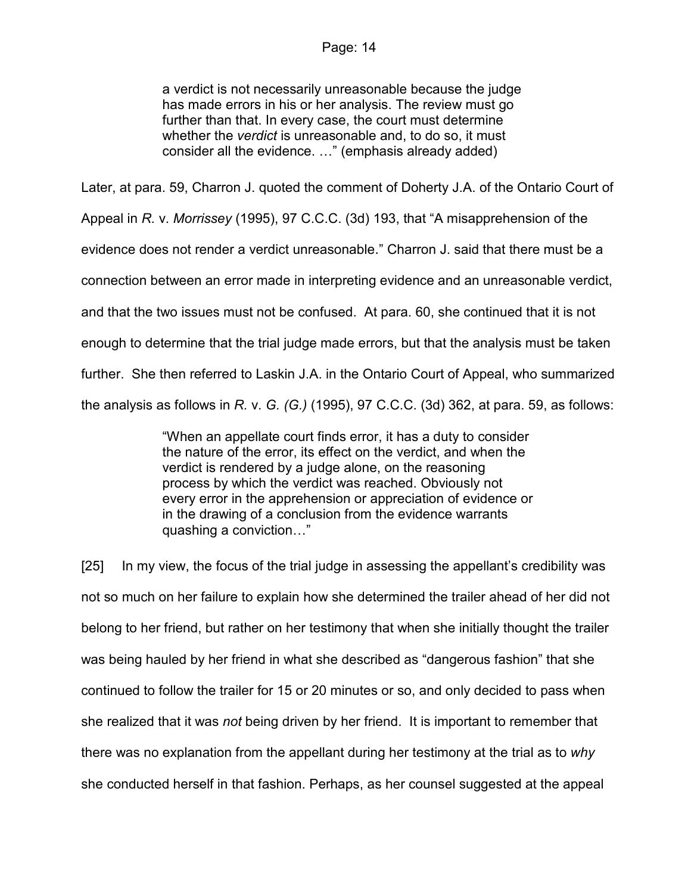> a verdict is not necessarily unreasonable because the judge has made errors in his or her analysis. The review must go further than that. In every case, the court must determine whether the *verdict* is unreasonable and, to do so, it must consider all the evidence. …" (emphasis already added)

Later, at para. 59, Charron J. quoted the comment of Doherty J.A. of the Ontario Court of Appeal in *R.* v. *Morrissey* (1995), 97 C.C.C. (3d) 193, that "A misapprehension of the evidence does not render a verdict unreasonable." Charron J. said that there must be a connection between an error made in interpreting evidence and an unreasonable verdict, and that the two issues must not be confused. At para. 60, she continued that it is not enough to determine that the trial judge made errors, but that the analysis must be taken further. She then referred to Laskin J.A. in the Ontario Court of Appeal, who summarized the analysis as follows in *R.* v. *G. (G.)* (1995), 97 C.C.C. (3d) 362, at para. 59, as follows:

> "When an appellate court finds error, it has a duty to consider the nature of the error, its effect on the verdict, and when the verdict is rendered by a judge alone, on the reasoning process by which the verdict was reached. Obviously not every error in the apprehension or appreciation of evidence or in the drawing of a conclusion from the evidence warrants quashing a conviction…"

[25] In my view, the focus of the trial judge in assessing the appellant's credibility was not so much on her failure to explain how she determined the trailer ahead of her did not belong to her friend, but rather on her testimony that when she initially thought the trailer was being hauled by her friend in what she described as "dangerous fashion" that she continued to follow the trailer for 15 or 20 minutes or so, and only decided to pass when she realized that it was *not* being driven by her friend. It is important to remember that there was no explanation from the appellant during her testimony at the trial as to *why* she conducted herself in that fashion. Perhaps, as her counsel suggested at the appeal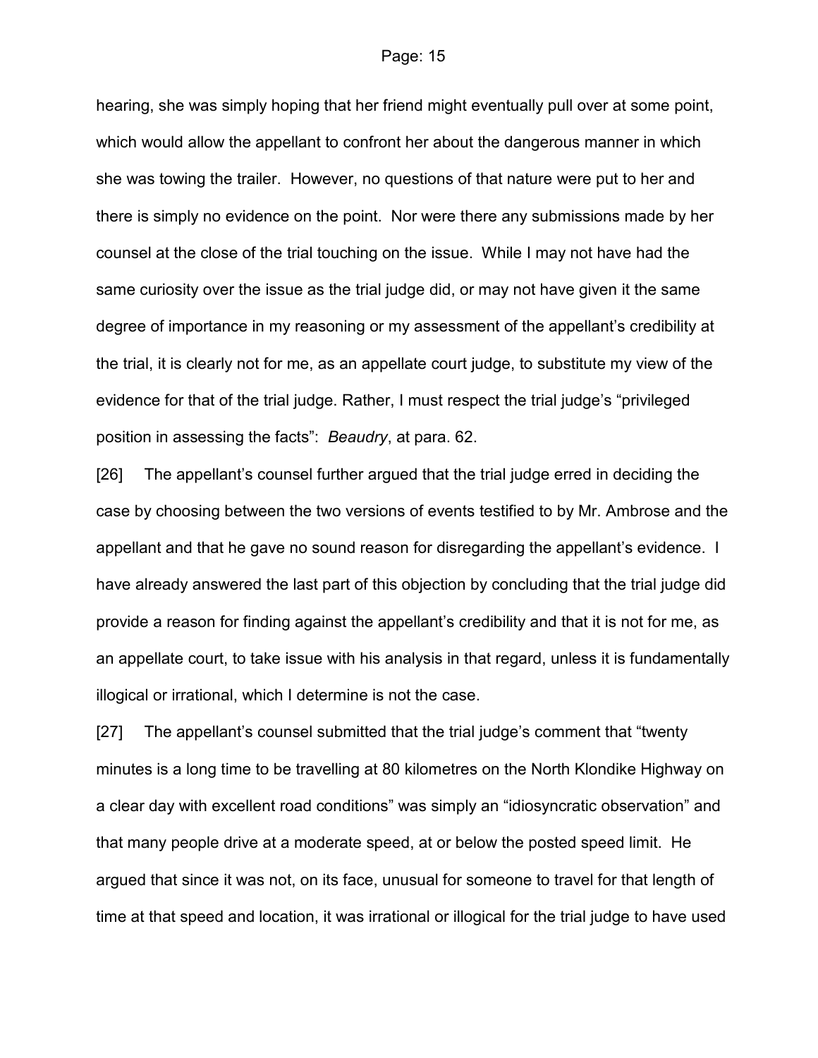hearing, she was simply hoping that her friend might eventually pull over at some point, which would allow the appellant to confront her about the dangerous manner in which she was towing the trailer. However, no questions of that nature were put to her and there is simply no evidence on the point. Nor were there any submissions made by her counsel at the close of the trial touching on the issue. While I may not have had the same curiosity over the issue as the trial judge did, or may not have given it the same degree of importance in my reasoning or my assessment of the appellant's credibility at the trial, it is clearly not for me, as an appellate court judge, to substitute my view of the evidence for that of the trial judge. Rather, I must respect the trial judge's "privileged position in assessing the facts": *Beaudry*, at para. 62.

[26] The appellant's counsel further argued that the trial judge erred in deciding the case by choosing between the two versions of events testified to by Mr. Ambrose and the appellant and that he gave no sound reason for disregarding the appellant's evidence. I have already answered the last part of this objection by concluding that the trial judge did provide a reason for finding against the appellant's credibility and that it is not for me, as an appellate court, to take issue with his analysis in that regard, unless it is fundamentally illogical or irrational, which I determine is not the case.

[27] The appellant's counsel submitted that the trial judge's comment that "twenty minutes is a long time to be travelling at 80 kilometres on the North Klondike Highway on a clear day with excellent road conditions" was simply an "idiosyncratic observation" and that many people drive at a moderate speed, at or below the posted speed limit. He argued that since it was not, on its face, unusual for someone to travel for that length of time at that speed and location, it was irrational or illogical for the trial judge to have used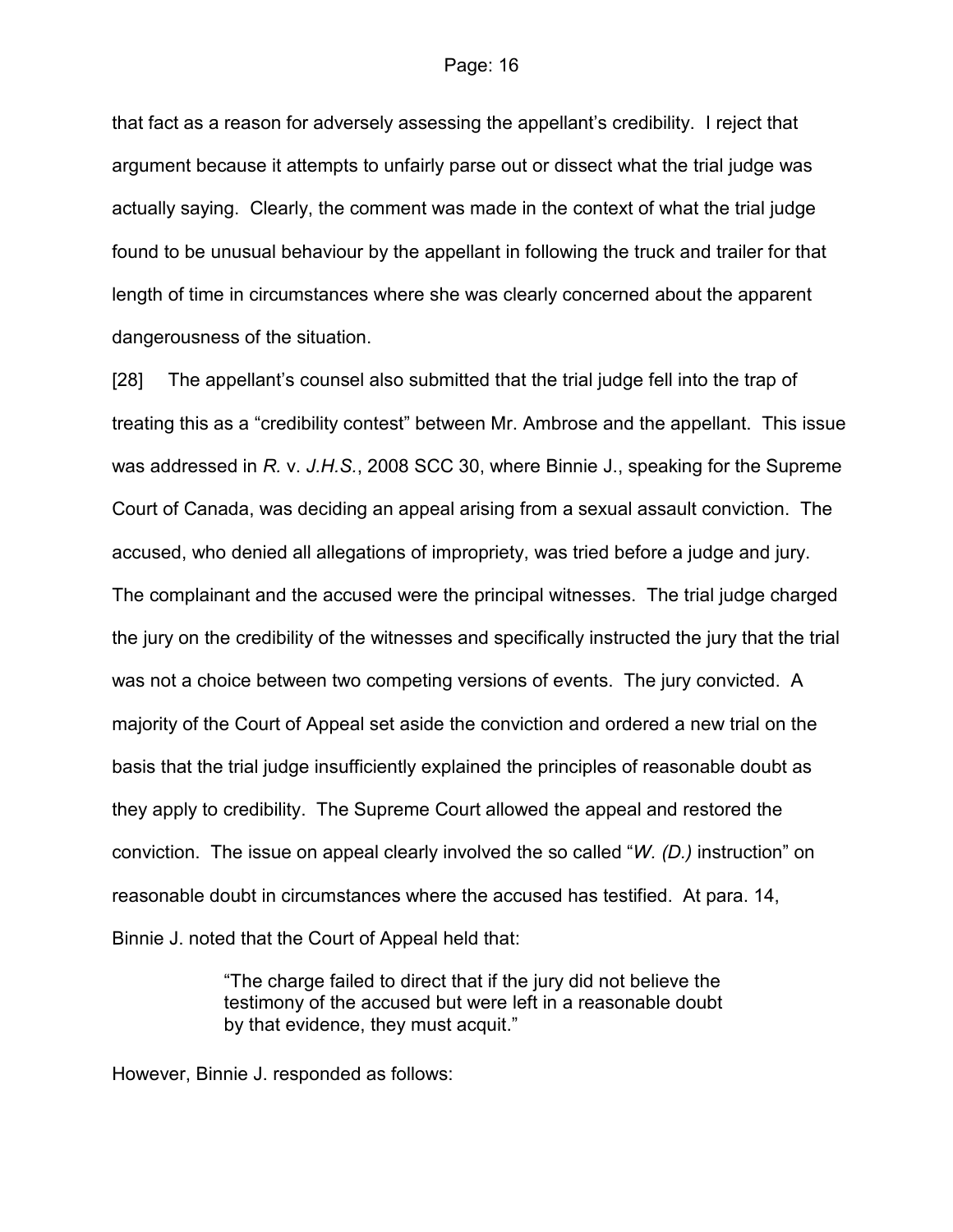that fact as a reason for adversely assessing the appellant's credibility. I reject that argument because it attempts to unfairly parse out or dissect what the trial judge was actually saying. Clearly, the comment was made in the context of what the trial judge found to be unusual behaviour by the appellant in following the truck and trailer for that length of time in circumstances where she was clearly concerned about the apparent dangerousness of the situation.

[28] The appellant's counsel also submitted that the trial judge fell into the trap of treating this as a "credibility contest" between Mr. Ambrose and the appellant. This issue was addressed in *R.* v. *J.H.S.*, 2008 SCC 30, where Binnie J., speaking for the Supreme Court of Canada, was deciding an appeal arising from a sexual assault conviction. The accused, who denied all allegations of impropriety, was tried before a judge and jury. The complainant and the accused were the principal witnesses. The trial judge charged the jury on the credibility of the witnesses and specifically instructed the jury that the trial was not a choice between two competing versions of events. The jury convicted. A majority of the Court of Appeal set aside the conviction and ordered a new trial on the basis that the trial judge insufficiently explained the principles of reasonable doubt as they apply to credibility. The Supreme Court allowed the appeal and restored the conviction. The issue on appeal clearly involved the so called "*W. (D.)* instruction" on reasonable doubt in circumstances where the accused has testified. At para. 14, Binnie J. noted that the Court of Appeal held that:

> "The charge failed to direct that if the jury did not believe the testimony of the accused but were left in a reasonable doubt by that evidence, they must acquit."

However, Binnie J. responded as follows: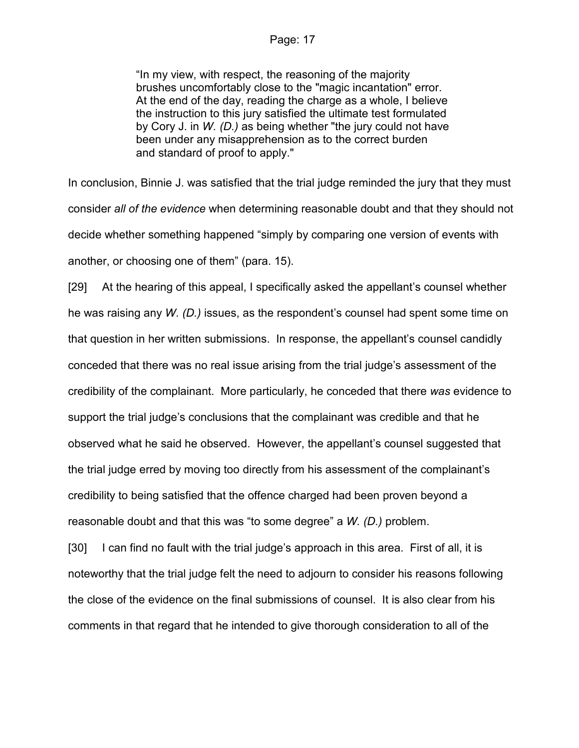> "In my view, with respect, the reasoning of the majority brushes uncomfortably close to the "magic incantation" error. At the end of the day, reading the charge as a whole, I believe the instruction to this jury satisfied the ultimate test formulated by Cory J. in *W. (D.)* as being whether "the jury could not have been under any misapprehension as to the correct burden and standard of proof to apply."

In conclusion, Binnie J. was satisfied that the trial judge reminded the jury that they must consider *all of the evidence* when determining reasonable doubt and that they should not decide whether something happened "simply by comparing one version of events with another, or choosing one of them" (para. 15).

[29] At the hearing of this appeal, I specifically asked the appellant's counsel whether he was raising any *W. (D.)* issues, as the respondent's counsel had spent some time on that question in her written submissions. In response, the appellant's counsel candidly conceded that there was no real issue arising from the trial judge's assessment of the credibility of the complainant. More particularly, he conceded that there *was* evidence to support the trial judge's conclusions that the complainant was credible and that he observed what he said he observed. However, the appellant's counsel suggested that the trial judge erred by moving too directly from his assessment of the complainant's credibility to being satisfied that the offence charged had been proven beyond a reasonable doubt and that this was "to some degree" a *W. (D.)* problem.

[30] I can find no fault with the trial judge's approach in this area. First of all, it is noteworthy that the trial judge felt the need to adjourn to consider his reasons following the close of the evidence on the final submissions of counsel. It is also clear from his comments in that regard that he intended to give thorough consideration to all of the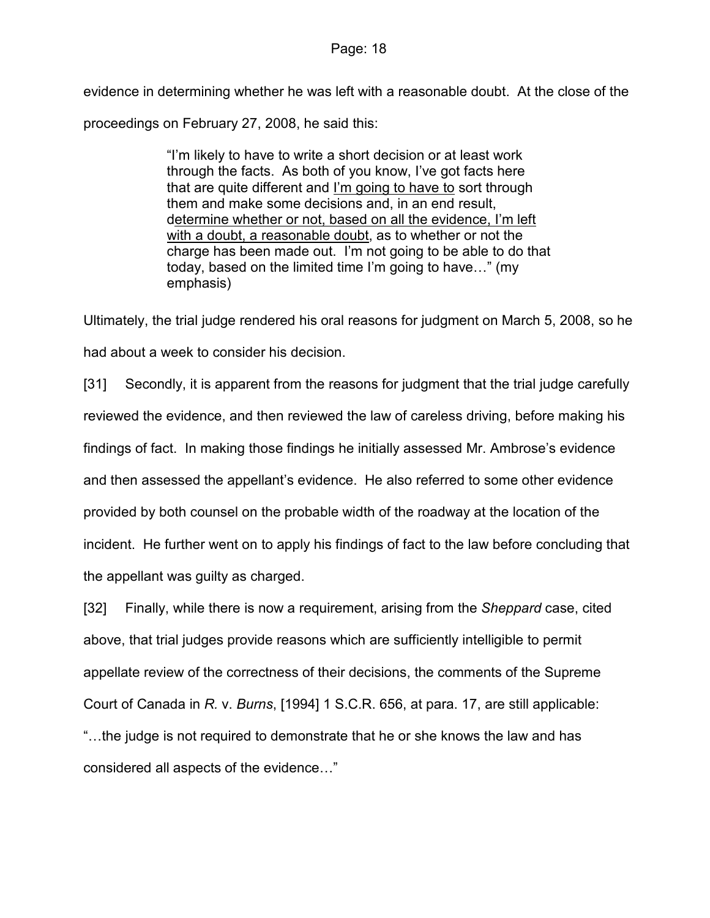evidence in determining whether he was left with a reasonable doubt. At the close of the proceedings on February 27, 2008, he said this:

> "I'm likely to have to write a short decision or at least work through the facts. As both of you know, I've got facts here that are quite different and <u>I'm going to have to</u> sort through them and make some decisions and, in an end result, d<u>etermine whether or not, based on all the evidence, I'm left with a doubt, a reasonable doubt</u>, as to whether or not the charge has been made out. I'm not going to be able to do that today, based on the limited time I'm going to have…" (my emphasis)

Ultimately, the trial judge rendered his oral reasons for judgment on March 5, 2008, so he had about a week to consider his decision.

[31] Secondly, it is apparent from the reasons for judgment that the trial judge carefully reviewed the evidence, and then reviewed the law of careless driving, before making his findings of fact. In making those findings he initially assessed Mr. Ambrose's evidence and then assessed the appellant's evidence. He also referred to some other evidence provided by both counsel on the probable width of the roadway at the location of the incident. He further went on to apply his findings of fact to the law before concluding that the appellant was guilty as charged.

[32] Finally, while there is now a requirement, arising from the *Sheppard* case, cited above, that trial judges provide reasons which are sufficiently intelligible to permit appellate review of the correctness of their decisions, the comments of the Supreme Court of Canada in *R.* v. *Burns*, [1994] 1 S.C.R. 656, at para. 17, are still applicable: "…the judge is not required to demonstrate that he or she knows the law and has considered all aspects of the evidence…"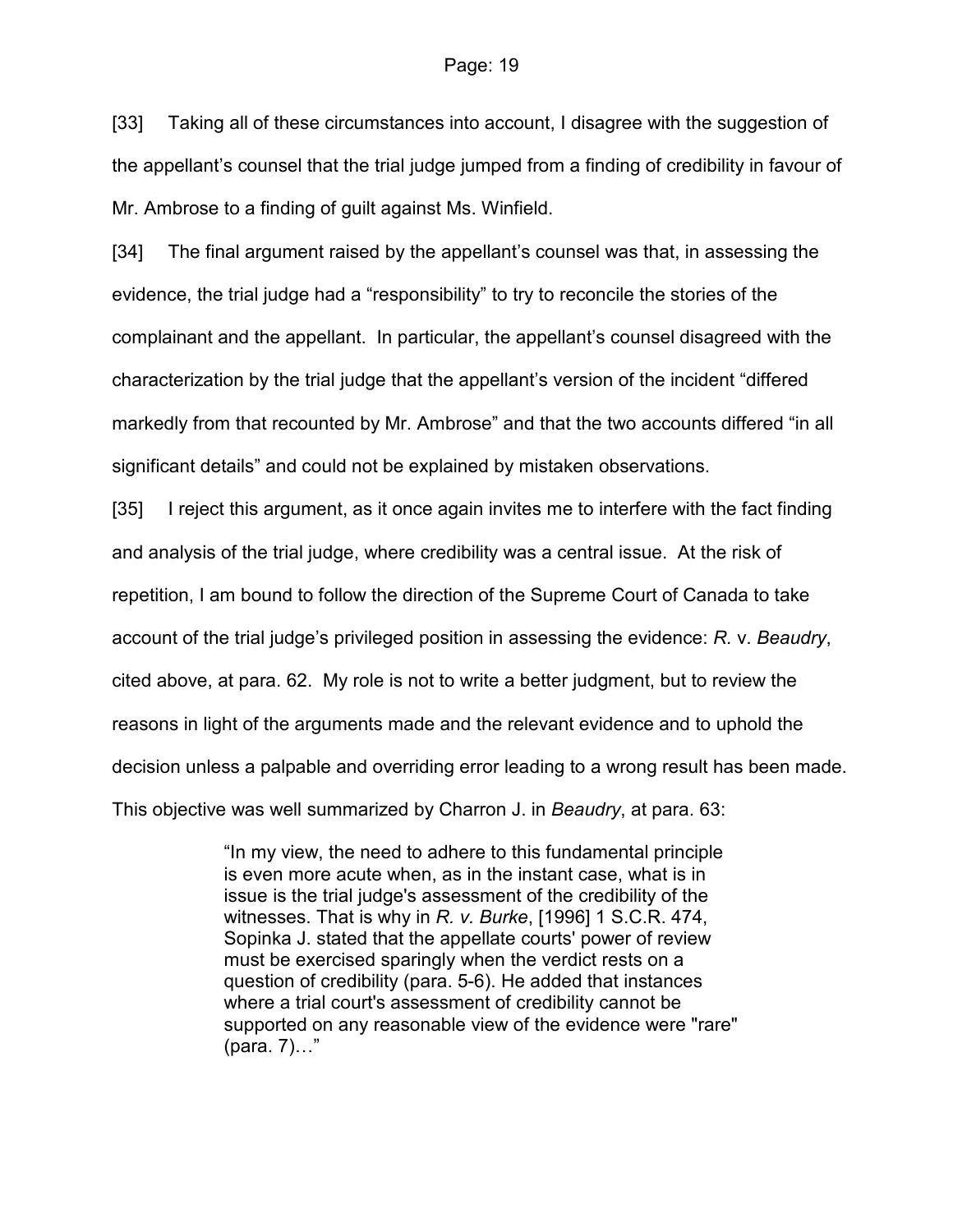[33] Taking all of these circumstances into account, I disagree with the suggestion of the appellant's counsel that the trial judge jumped from a finding of credibility in favour of Mr. Ambrose to a finding of guilt against Ms. Winfield.

[34] The final argument raised by the appellant's counsel was that, in assessing the evidence, the trial judge had a "responsibility" to try to reconcile the stories of the complainant and the appellant. In particular, the appellant's counsel disagreed with the characterization by the trial judge that the appellant's version of the incident "differed markedly from that recounted by Mr. Ambrose" and that the two accounts differed "in all significant details" and could not be explained by mistaken observations.

[35] I reject this argument, as it once again invites me to interfere with the fact finding and analysis of the trial judge, where credibility was a central issue. At the risk of repetition, I am bound to follow the direction of the Supreme Court of Canada to take account of the trial judge's privileged position in assessing the evidence: *R.* v. *Beaudry*, cited above, at para. 62. My role is not to write a better judgment, but to review the reasons in light of the arguments made and the relevant evidence and to uphold the decision unless a palpable and overriding error leading to a wrong result has been made. This objective was well summarized by Charron J. in *Beaudry*, at para. 63:

> "In my view, the need to adhere to this fundamental principle is even more acute when, as in the instant case, what is in issue is the trial judge's assessment of the credibility of the witnesses. That is why in *R. v. Burke*, [1996] 1 S.C.R. 474, Sopinka J. stated that the appellate courts' power of review must be exercised sparingly when the verdict rests on a question of credibility (para. 5-6). He added that instances where a trial court's assessment of credibility cannot be supported on any reasonable view of the evidence were "rare" (para. 7)…"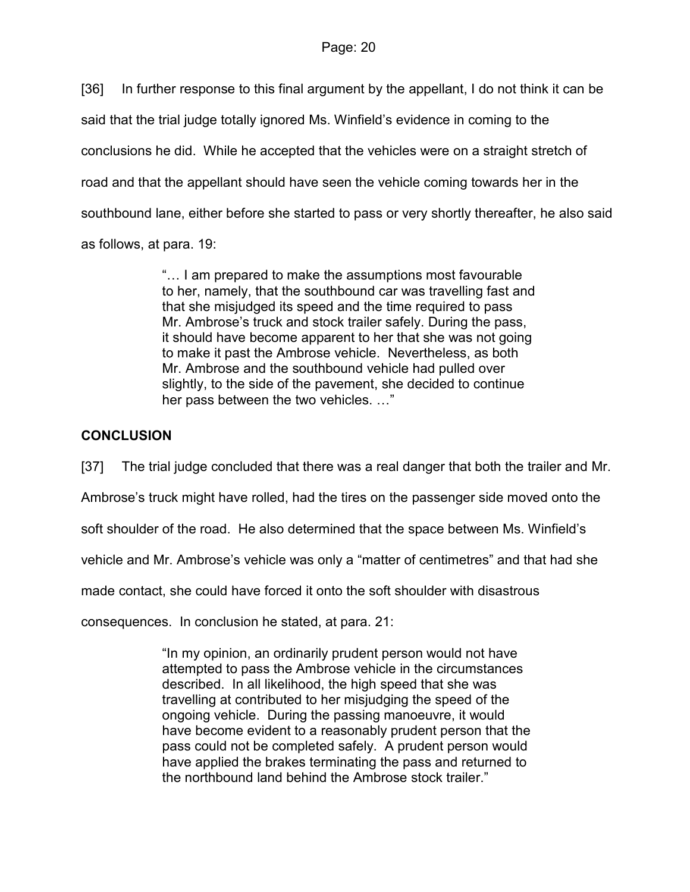[36] In further response to this final argument by the appellant, I do not think it can be said that the trial judge totally ignored Ms. Winfield's evidence in coming to the conclusions he did. While he accepted that the vehicles were on a straight stretch of road and that the appellant should have seen the vehicle coming towards her in the southbound lane, either before she started to pass or very shortly thereafter, he also said as follows, at para. 19:

> "… I am prepared to make the assumptions most favourable to her, namely, that the southbound car was travelling fast and that she misjudged its speed and the time required to pass Mr. Ambrose's truck and stock trailer safely. During the pass, it should have become apparent to her that she was not going to make it past the Ambrose vehicle. Nevertheless, as both Mr. Ambrose and the southbound vehicle had pulled over slightly, to the side of the pavement, she decided to continue her pass between the two vehicles. …"

## CONCLUSION

[37] The trial judge concluded that there was a real danger that both the trailer and Mr. Ambrose's truck might have rolled, had the tires on the passenger side moved onto the soft shoulder of the road. He also determined that the space between Ms. Winfield's vehicle and Mr. Ambrose's vehicle was only a "matter of centimetres" and that had she made contact, she could have forced it onto the soft shoulder with disastrous consequences. In conclusion he stated, at para. 21:

> "In my opinion, an ordinarily prudent person would not have attempted to pass the Ambrose vehicle in the circumstances described. In all likelihood, the high speed that she was travelling at contributed to her misjudging the speed of the ongoing vehicle. During the passing manoeuvre, it would have become evident to a reasonably prudent person that the pass could not be completed safely. A prudent person would have applied the brakes terminating the pass and returned to the northbound land behind the Ambrose stock trailer."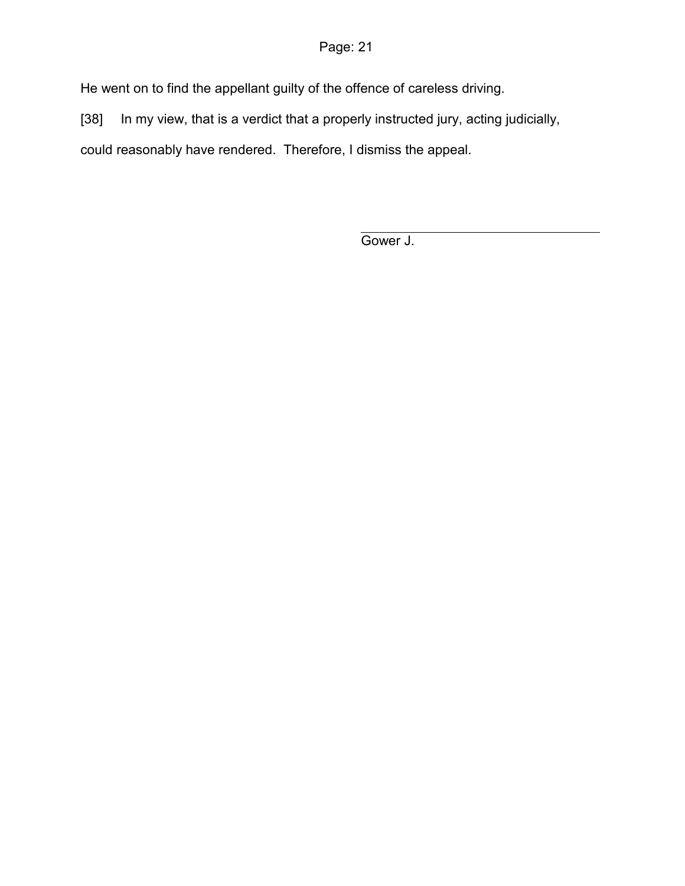He went on to find the appellant guilty of the offence of careless driving.

[38] In my view, that is a verdict that a properly instructed jury, acting judicially, could reasonably have rendered. Therefore, I dismiss the appeal.

Gower J.